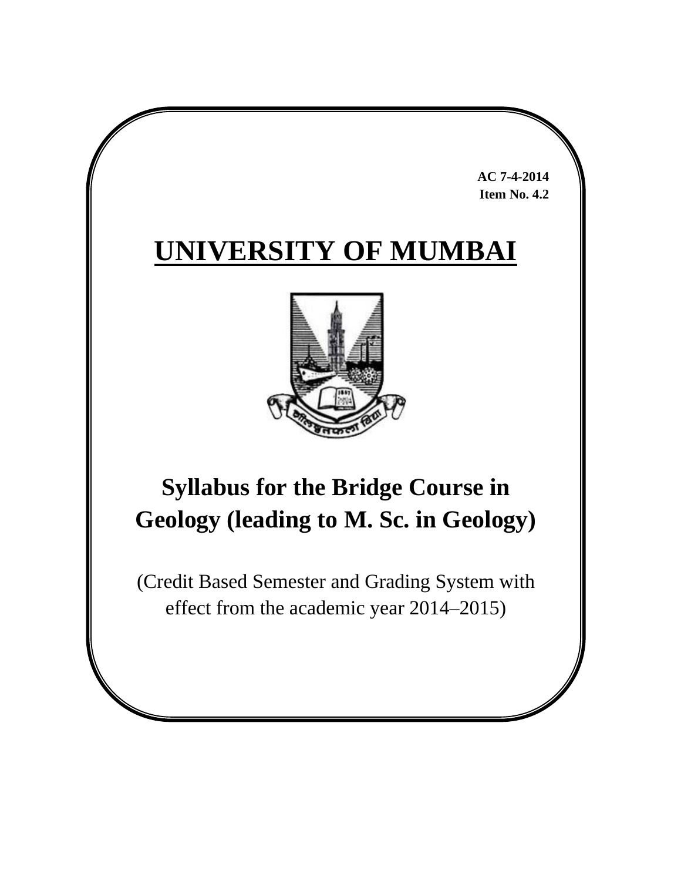**AC 7-4-2014**
**Item No. 4.2**

# UNIVERSITY OF MUMBAI

## Syllabus for the Bridge Course in Geology (leading to M. Sc. in Geology)

(Credit Based Semester and Grading System with effect from the academic year 2014–2015)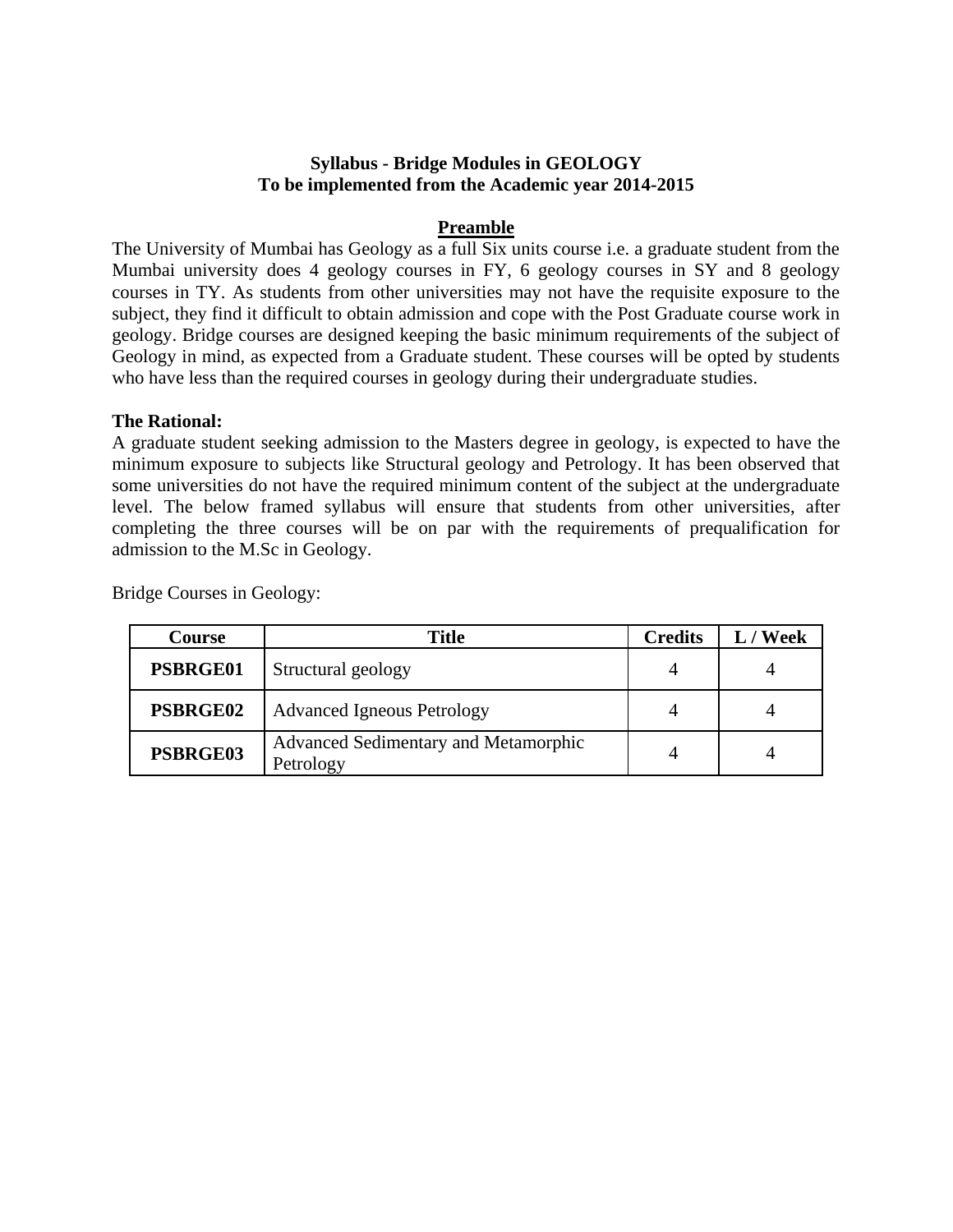**Syllabus - Bridge Modules in GEOLOGY**
**To be implemented from the Academic year 2014-2015**

## Preamble

The University of Mumbai has Geology as a full Six units course i.e. a graduate student from the Mumbai university does 4 geology courses in FY, 6 geology courses in SY and 8 geology courses in TY. As students from other universities may not have the requisite exposure to the subject, they find it difficult to obtain admission and cope with the Post Graduate course work in geology. Bridge courses are designed keeping the basic minimum requirements of the subject of Geology in mind, as expected from a Graduate student. These courses will be opted by students who have less than the required courses in geology during their undergraduate studies.

**The Rational:**

A graduate student seeking admission to the Masters degree in geology, is expected to have the minimum exposure to subjects like Structural geology and Petrology. It has been observed that some universities do not have the required minimum content of the subject at the undergraduate level. The below framed syllabus will ensure that students from other universities, after completing the three courses will be on par with the requirements of prequalification for admission to the M.Sc in Geology.

Bridge Courses in Geology:

| Course | Title | Credits | L / Week |
|---|---|---|---|
| **PSBRGE01** | Structural geology | 4 | 4 |
| **PSBRGE02** | Advanced Igneous Petrology | 4 | 4 |
| **PSBRGE03** | Advanced Sedimentary and Metamorphic Petrology | 4 | 4 |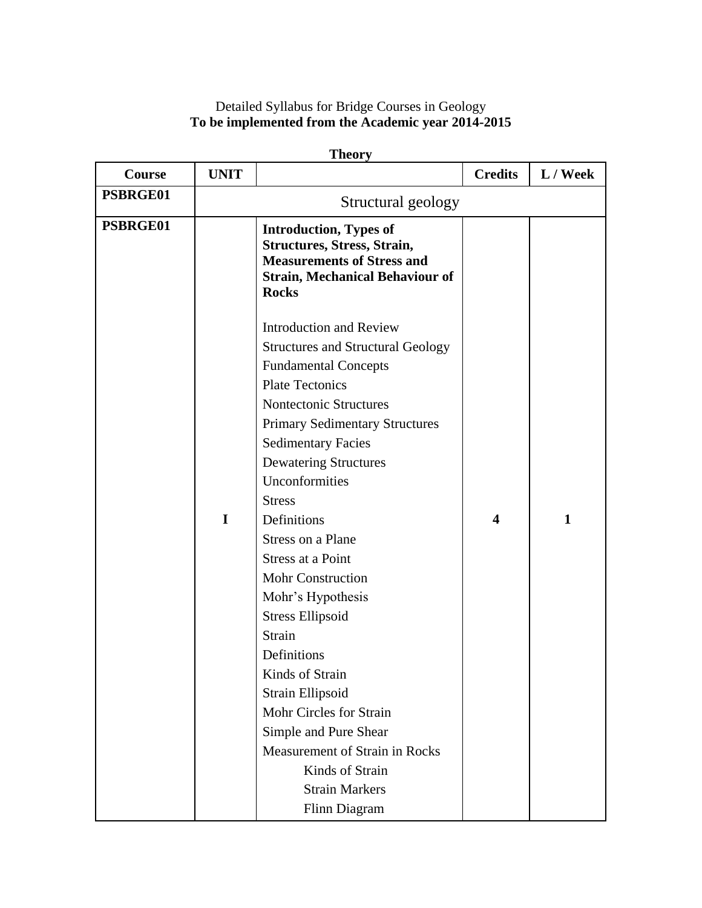Detailed Syllabus for Bridge Courses in Geology

**To be implemented from the Academic year 2014-2015**

**Theory**

| Course | UNIT | | Credits | L / Week |
|---|---|---|---|---|
| **PSBRGE01** | Structural geology | | | |
| **PSBRGE01** | **I** | **Introduction, Types of Structures, Stress, Strain, Measurements of Stress and Strain, Mechanical Behaviour of Rocks**<br><br>Introduction and Review<br>Structures and Structural Geology<br>Fundamental Concepts<br>Plate Tectonics<br>Nontectonic Structures<br>Primary Sedimentary Structures<br>Sedimentary Facies<br>Dewatering Structures<br>Unconformities<br>Stress<br>Definitions<br>Stress on a Plane<br>Stress at a Point<br>Mohr Construction<br>Mohr's Hypothesis<br>Stress Ellipsoid<br>Strain<br>Definitions<br>Kinds of Strain<br>Strain Ellipsoid<br>Mohr Circles for Strain<br>Simple and Pure Shear<br>Measurement of Strain in Rocks<br>&nbsp;&nbsp;&nbsp;&nbsp;Kinds of Strain<br>&nbsp;&nbsp;&nbsp;&nbsp;Strain Markers<br>&nbsp;&nbsp;&nbsp;&nbsp;Flinn Diagram | **4** | **1** |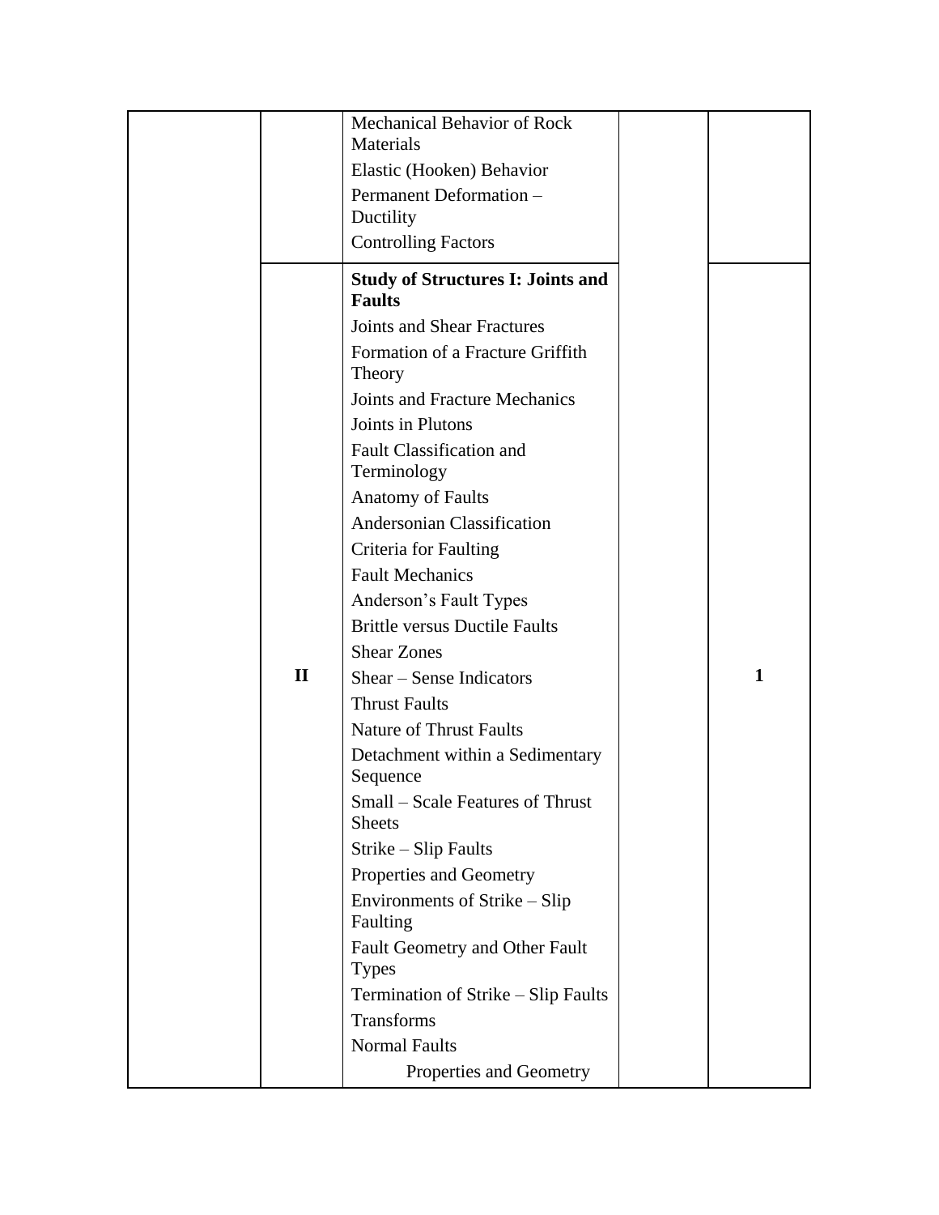| | | | | |
|---|---|---|---|---|
| | | Mechanical Behavior of Rock Materials<br>Elastic (Hooken) Behavior<br>Permanent Deformation – Ductility<br>Controlling Factors | | |
| | II | **Study of Structures I: Joints and Faults**<br>Joints and Shear Fractures<br>Formation of a Fracture Griffith Theory<br>Joints and Fracture Mechanics<br>Joints in Plutons<br>Fault Classification and Terminology<br>Anatomy of Faults<br>Andersonian Classification<br>Criteria for Faulting<br>Fault Mechanics<br>Anderson's Fault Types<br>Brittle versus Ductile Faults<br>Shear Zones<br>Shear – Sense Indicators<br>Thrust Faults<br>Nature of Thrust Faults<br>Detachment within a Sedimentary Sequence<br>Small – Scale Features of Thrust Sheets<br>Strike – Slip Faults<br>Properties and Geometry<br>Environments of Strike – Slip Faulting<br>Fault Geometry and Other Fault Types<br>Termination of Strike – Slip Faults<br>Transforms<br>Normal Faults<br>Properties and Geometry | | 1 |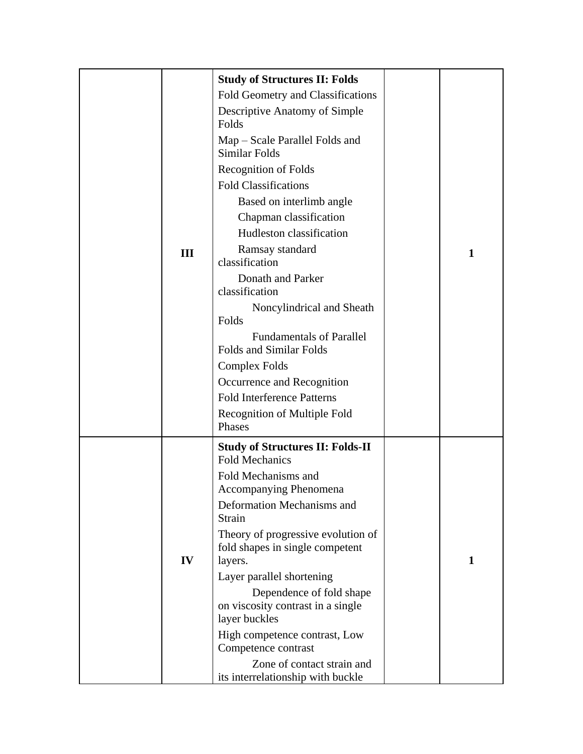| | | | | |
|---|---|---|---|---|
| | III | **Study of Structures II: Folds**<br>Fold Geometry and Classifications<br>Descriptive Anatomy of Simple Folds<br>Map – Scale Parallel Folds and Similar Folds<br>Recognition of Folds<br>Fold Classifications<br>Based on interlimb angle<br>Chapman classification<br>Hudleston classification<br>Ramsay standard classification<br>Donath and Parker classification<br>Noncylindrical and Sheath Folds<br>Fundamentals of Parallel Folds and Similar Folds<br>Complex Folds<br>Occurrence and Recognition<br>Fold Interference Patterns<br>Recognition of Multiple Fold Phases | | **1** |
| | IV | **Study of Structures II: Folds-II**<br>Fold Mechanics<br>Fold Mechanisms and Accompanying Phenomena<br>Deformation Mechanisms and Strain<br>Theory of progressive evolution of fold shapes in single competent layers.<br>Layer parallel shortening<br>Dependence of fold shape on viscosity contrast in a single layer buckles<br>High competence contrast, Low Competence contrast<br>Zone of contact strain and its interrelationship with buckle | | **1** |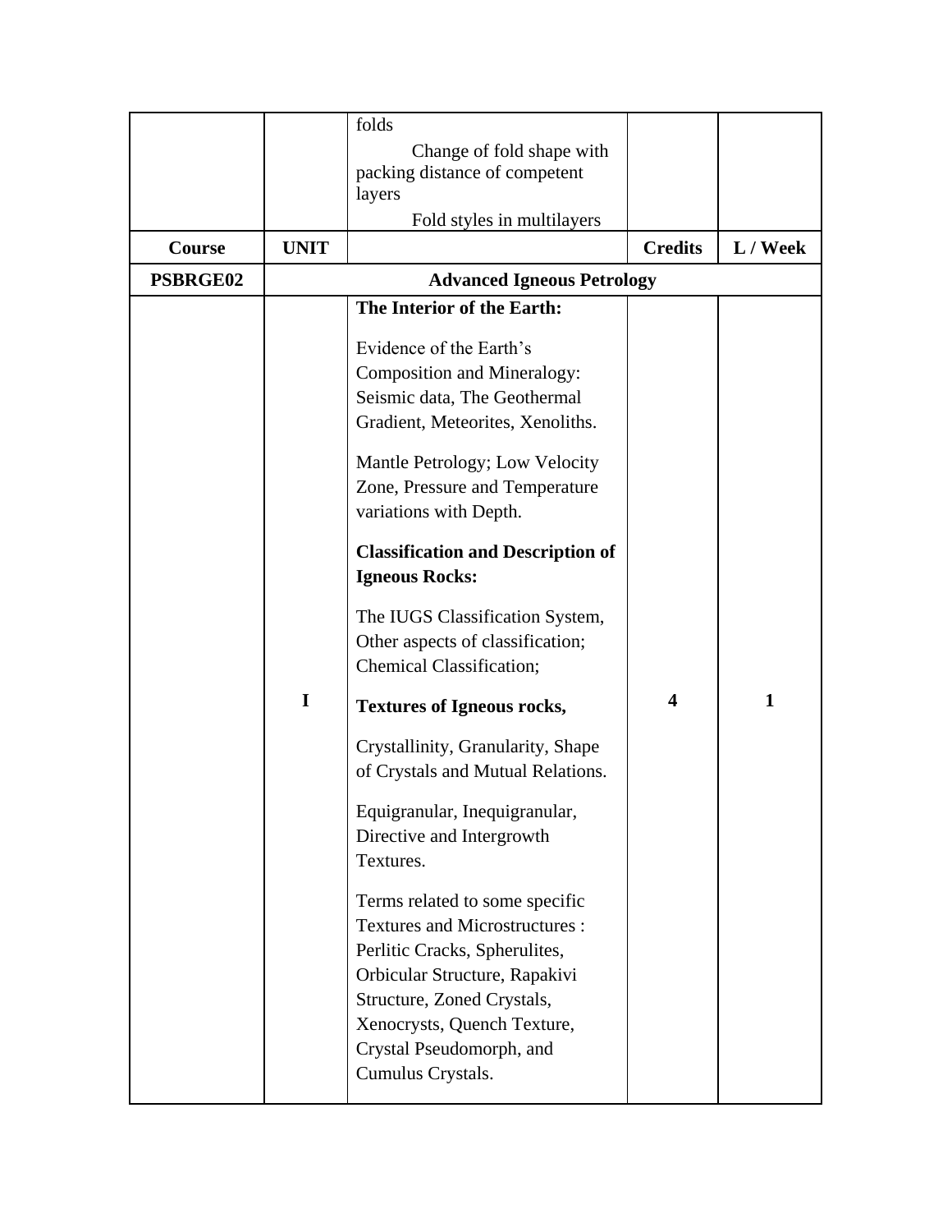| Course | UNIT | | Credits | L / Week |
|---|---|---|---|---|
| | | folds<br>Change of fold shape with packing distance of competent layers<br>Fold styles in multilayers | | |
| **Course** | **UNIT** | | **Credits** | **L / Week** |
| **PSBRGE02** | **Advanced Igneous Petrology** | | | |
| | **I** | **The Interior of the Earth:**<br><br>Evidence of the Earth's Composition and Mineralogy: Seismic data, The Geothermal Gradient, Meteorites, Xenoliths.<br><br>Mantle Petrology; Low Velocity Zone, Pressure and Temperature variations with Depth.<br><br>**Classification and Description of Igneous Rocks:**<br><br>The IUGS Classification System, Other aspects of classification; Chemical Classification;<br><br>**Textures of Igneous rocks,**<br><br>Crystallinity, Granularity, Shape of Crystals and Mutual Relations.<br><br>Equigranular, Inequigranular, Directive and Intergrowth Textures.<br><br>Terms related to some specific Textures and Microstructures : Perlitic Cracks, Spherulites, Orbicular Structure, Rapakivi Structure, Zoned Crystals, Xenocrysts, Quench Texture, Crystal Pseudomorph, and Cumulus Crystals. | **4** | **1** |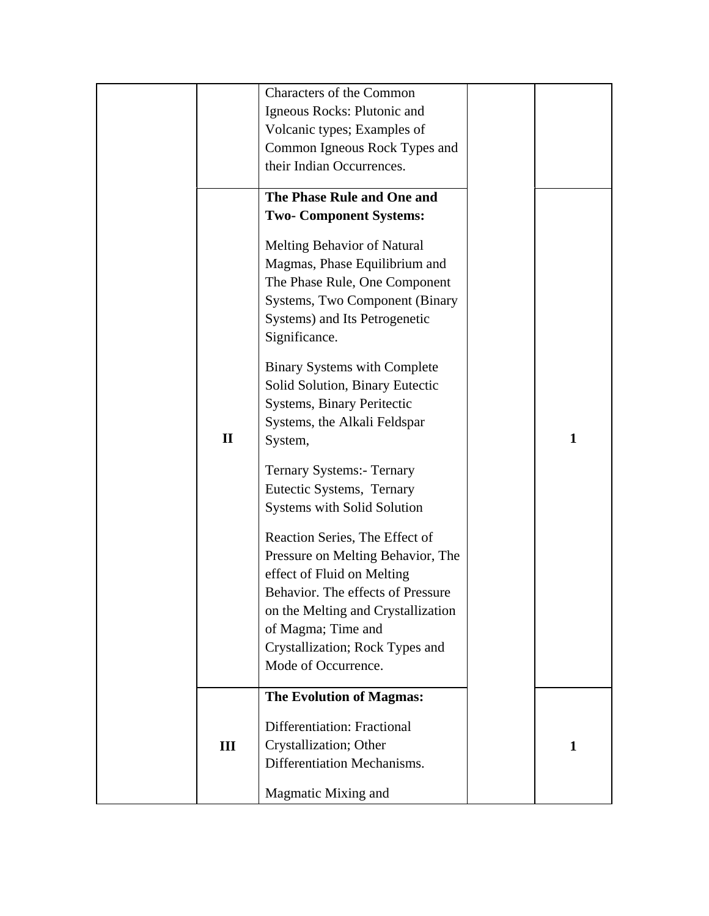|  |  | Characters of the Common Igneous Rocks: Plutonic and Volcanic types; Examples of Common Igneous Rock Types and their Indian Occurrences. |  |  |
|---|---|---|---|---|
|  | **II** | **The Phase Rule and One and Two- Component Systems:**<br><br>Melting Behavior of Natural Magmas, Phase Equilibrium and The Phase Rule, One Component Systems, Two Component (Binary Systems) and Its Petrogenetic Significance.<br><br>Binary Systems with Complete Solid Solution, Binary Eutectic Systems, Binary Peritectic Systems, the Alkali Feldspar System,<br><br>Ternary Systems:- Ternary Eutectic Systems, Ternary Systems with Solid Solution<br><br>Reaction Series, The Effect of Pressure on Melting Behavior, The effect of Fluid on Melting Behavior. The effects of Pressure on the Melting and Crystallization of Magma; Time and Crystallization; Rock Types and Mode of Occurrence. |  | **1** |
|  | **III** | **The Evolution of Magmas:**<br><br>Differentiation: Fractional Crystallization; Other Differentiation Mechanisms.<br><br>Magmatic Mixing and |  | **1** |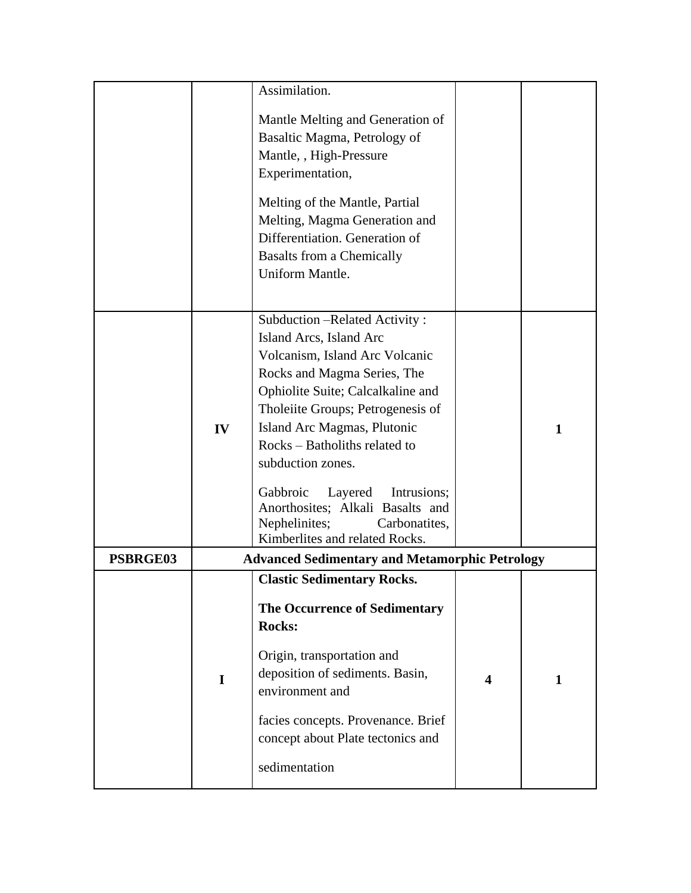| | | | | |
|---|---|---|---|---|
| | | Assimilation.<br><br>Mantle Melting and Generation of Basaltic Magma, Petrology of Mantle, , High-Pressure Experimentation,<br><br>Melting of the Mantle, Partial Melting, Magma Generation and Differentiation. Generation of Basalts from a Chemically Uniform Mantle. | | |
| | **IV** | Subduction –Related Activity : Island Arcs, Island Arc Volcanism, Island Arc Volcanic Rocks and Magma Series, The Ophiolite Suite; Calcalkaline and Tholeiite Groups; Petrogenesis of Island Arc Magmas, Plutonic Rocks – Batholiths related to subduction zones.<br><br>Gabbroic Layered Intrusions; Anorthosites; Alkali Basalts and Nephelinites; Carbonatites, Kimberlites and related Rocks. | | **1** |
| **PSBRGE03** | **Advanced Sedimentary and Metamorphic Petrology** | | | |
| | **I** | **Clastic Sedimentary Rocks.**<br><br>**The Occurrence of Sedimentary Rocks:**<br><br>Origin, transportation and deposition of sediments. Basin, environment and<br><br>facies concepts. Provenance. Brief concept about Plate tectonics and<br><br>sedimentation | **4** | **1** |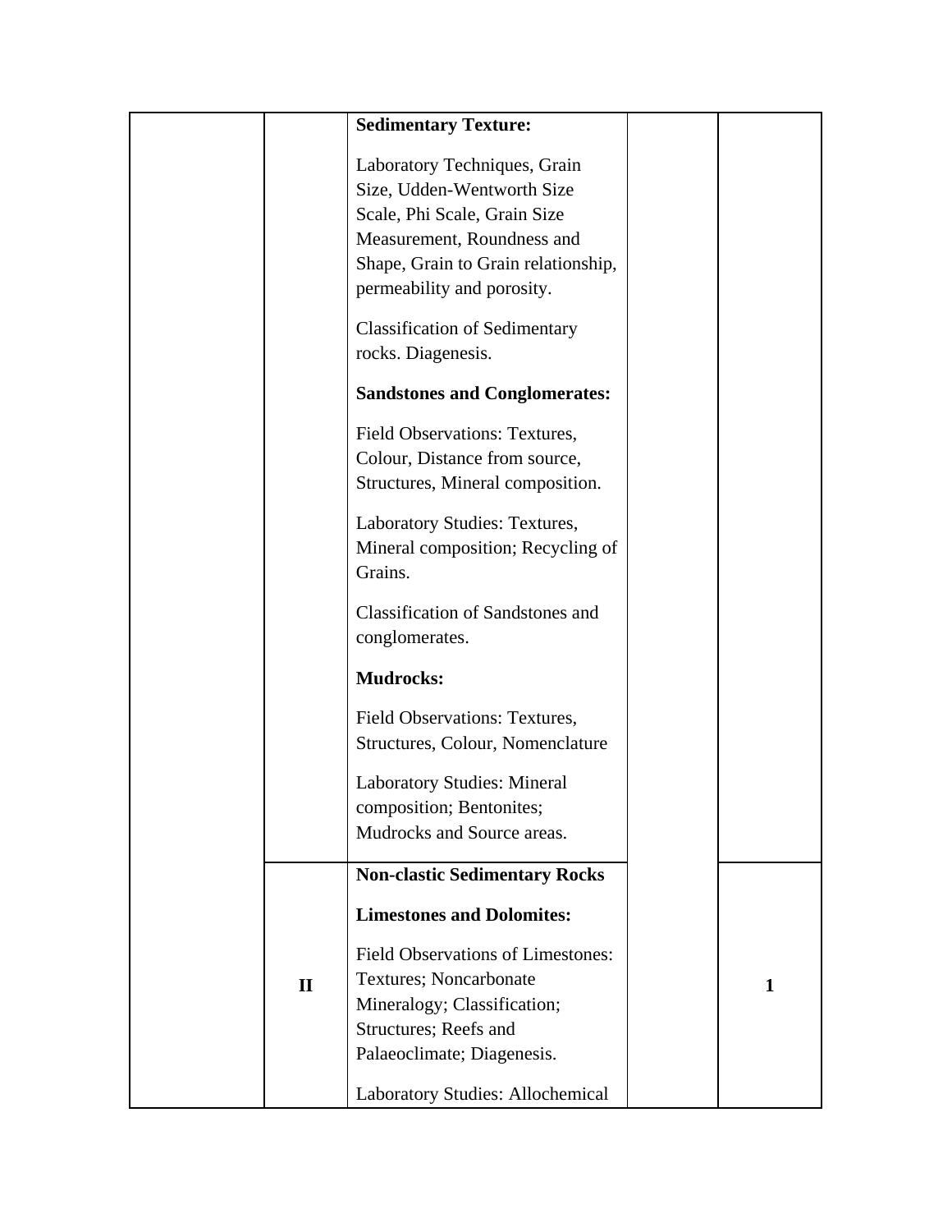|  |  |  |  |  |
| --- | --- | --- | --- | --- |
|  |  | **Sedimentary Texture:**<br><br>Laboratory Techniques, Grain Size, Udden-Wentworth Size Scale, Phi Scale, Grain Size Measurement, Roundness and Shape, Grain to Grain relationship, permeability and porosity.<br><br>Classification of Sedimentary rocks. Diagenesis.<br><br>**Sandstones and Conglomerates:**<br><br>Field Observations: Textures, Colour, Distance from source, Structures, Mineral composition.<br><br>Laboratory Studies: Textures, Mineral composition; Recycling of Grains.<br><br>Classification of Sandstones and conglomerates.<br><br>**Mudrocks:**<br><br>Field Observations: Textures, Structures, Colour, Nomenclature<br><br>Laboratory Studies: Mineral composition; Bentonites; Mudrocks and Source areas. |  |  |
|  | **II** | **Non-clastic Sedimentary Rocks**<br><br>**Limestones and Dolomites:**<br><br>Field Observations of Limestones: Textures; Noncarbonate Mineralogy; Classification; Structures; Reefs and Palaeoclimate; Diagenesis.<br><br>Laboratory Studies: Allochemical |  | **1** |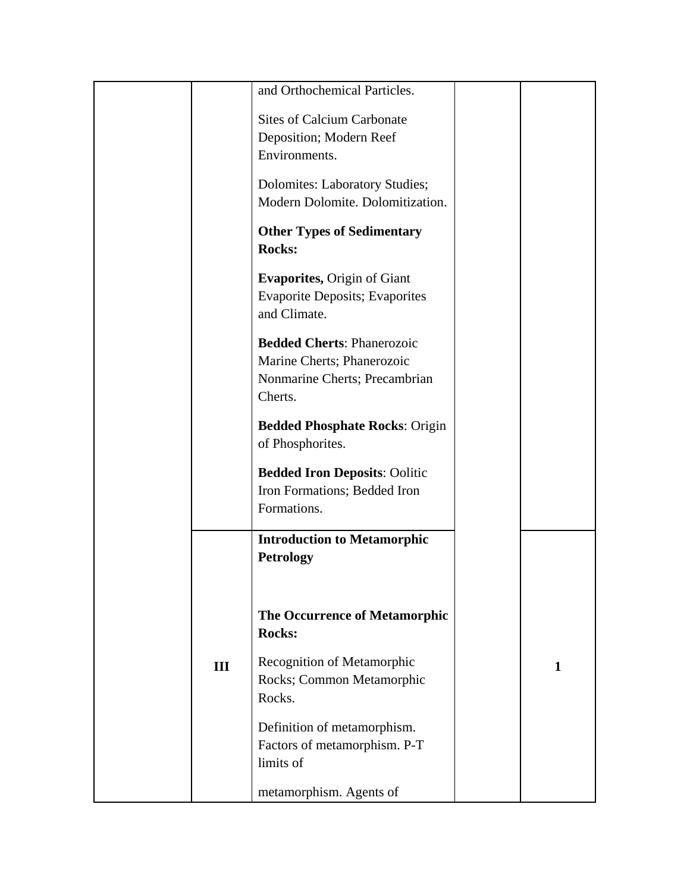|  |  |  |  |  |
| --- | --- | --- | --- | --- |
|  |  | and Orthochemical Particles.<br><br>Sites of Calcium Carbonate Deposition; Modern Reef Environments.<br><br>Dolomites: Laboratory Studies; Modern Dolomite. Dolomitization.<br><br>**Other Types of Sedimentary Rocks:**<br><br>**Evaporites,** Origin of Giant Evaporite Deposits; Evaporites and Climate.<br><br>**Bedded Cherts**: Phanerozoic Marine Cherts; Phanerozoic Nonmarine Cherts; Precambrian Cherts.<br><br>**Bedded Phosphate Rocks**: Origin of Phosphorites.<br><br>**Bedded Iron Deposits**: Oolitic Iron Formations; Bedded Iron Formations. |  |  |
|  | **III** | **Introduction to Metamorphic Petrology**<br><br>**The Occurrence of Metamorphic Rocks:**<br><br>Recognition of Metamorphic Rocks; Common Metamorphic Rocks.<br><br>Definition of metamorphism. Factors of metamorphism. P-T limits of<br><br>metamorphism. Agents of |  | **1** |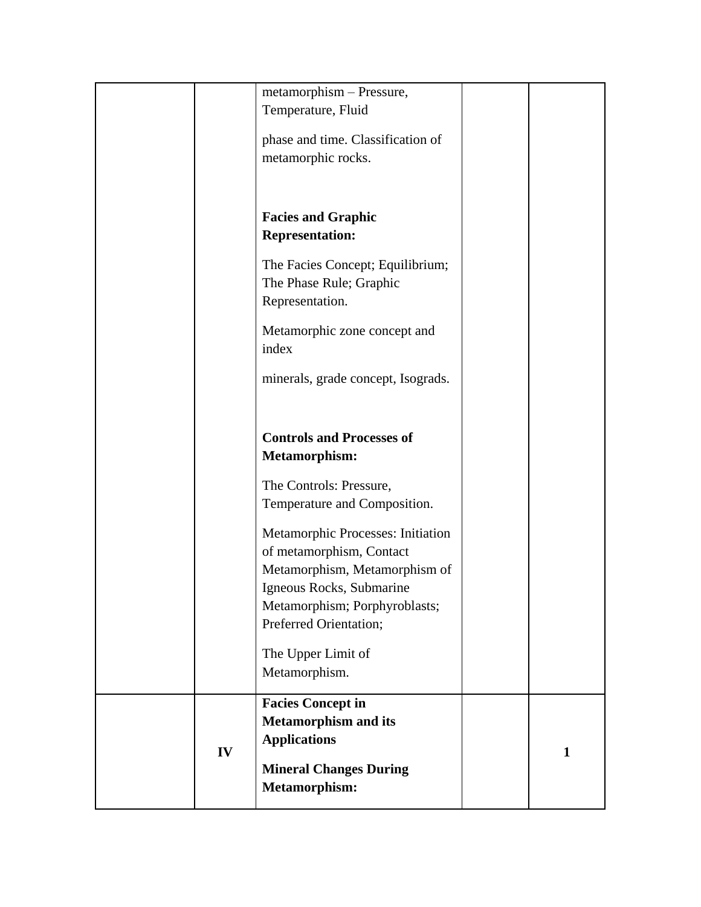| | | | | |
|---|---|---|---|---|
| | | metamorphism – Pressure, Temperature, Fluid<br><br>phase and time. Classification of metamorphic rocks.<br><br>**Facies and Graphic Representation:**<br><br>The Facies Concept; Equilibrium; The Phase Rule; Graphic Representation.<br><br>Metamorphic zone concept and index<br><br>minerals, grade concept, Isograds.<br><br>**Controls and Processes of Metamorphism:**<br><br>The Controls: Pressure, Temperature and Composition.<br><br>Metamorphic Processes: Initiation of metamorphism, Contact Metamorphism, Metamorphism of Igneous Rocks, Submarine Metamorphism; Porphyroblasts; Preferred Orientation;<br><br>The Upper Limit of Metamorphism. | | |
| | **IV** | **Facies Concept in Metamorphism and its Applications**<br><br>**Mineral Changes During Metamorphism:** | | **1** |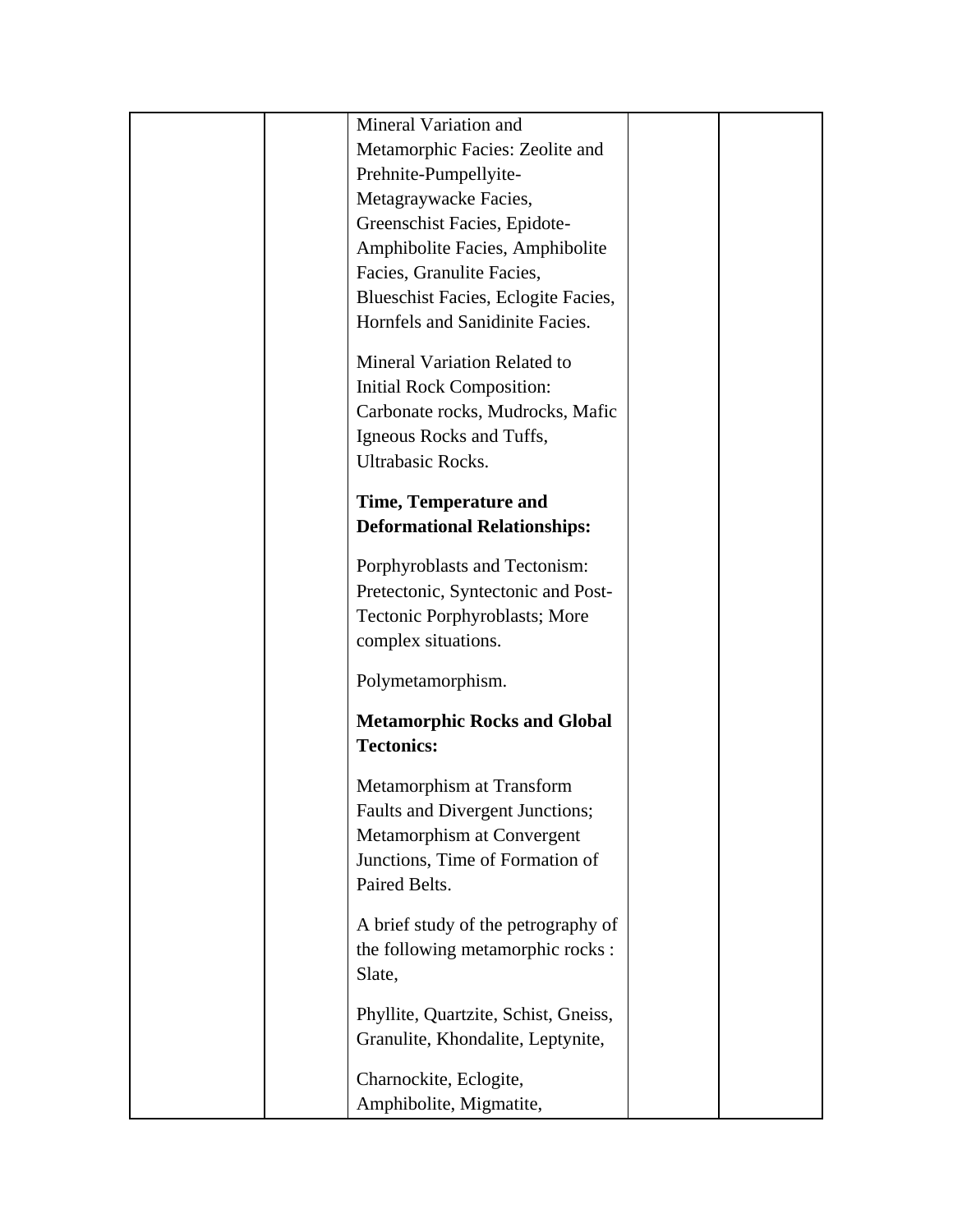| | | | | |
|---|---|---|---|---|
| | | Mineral Variation and Metamorphic Facies: Zeolite and Prehnite-Pumpellyite-Metagraywacke Facies, Greenschist Facies, Epidote-Amphibolite Facies, Amphibolite Facies, Granulite Facies, Blueschist Facies, Eclogite Facies, Hornfels and Sanidinite Facies.<br><br>Mineral Variation Related to Initial Rock Composition: Carbonate rocks, Mudrocks, Mafic Igneous Rocks and Tuffs, Ultrabasic Rocks.<br><br>**Time, Temperature and Deformational Relationships:**<br><br>Porphyroblasts and Tectonism: Pretectonic, Syntectonic and Post-Tectonic Porphyroblasts; More complex situations.<br><br>Polymetamorphism.<br><br>**Metamorphic Rocks and Global Tectonics:**<br><br>Metamorphism at Transform Faults and Divergent Junctions; Metamorphism at Convergent Junctions, Time of Formation of Paired Belts.<br><br>A brief study of the petrography of the following metamorphic rocks : Slate,<br><br>Phyllite, Quartzite, Schist, Gneiss, Granulite, Khondalite, Leptynite,<br><br>Charnockite, Eclogite, Amphibolite, Migmatite, | | |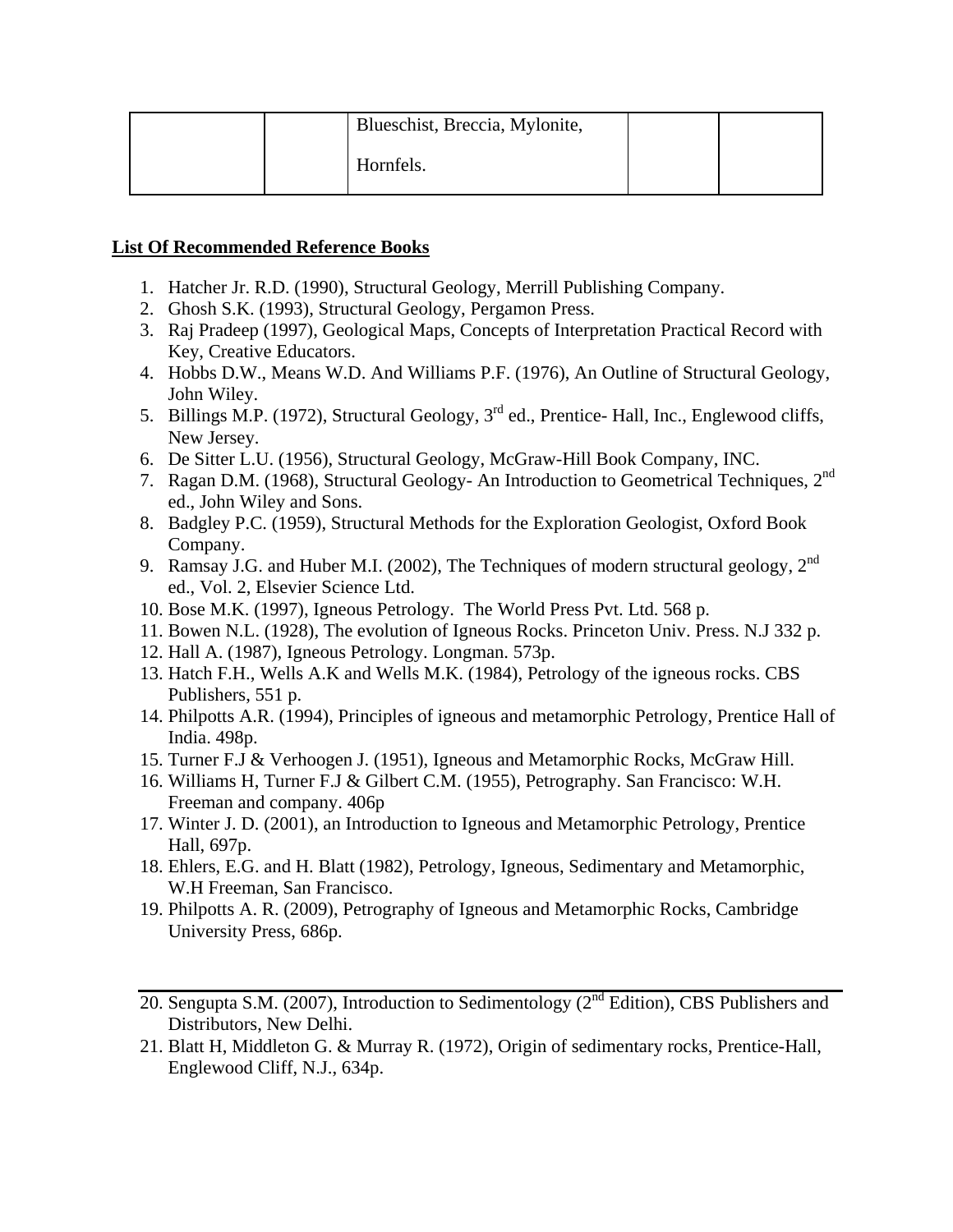|  |  | Blueschist, Breccia, Mylonite,<br><br>Hornfels. |  |  |
|---|---|---|---|---|

**List Of Recommended Reference Books**

1. Hatcher Jr. R.D. (1990), Structural Geology, Merrill Publishing Company.
2. Ghosh S.K. (1993), Structural Geology, Pergamon Press.
3. Raj Pradeep (1997), Geological Maps, Concepts of Interpretation Practical Record with Key, Creative Educators.
4. Hobbs D.W., Means W.D. And Williams P.F. (1976), An Outline of Structural Geology, John Wiley.
5. Billings M.P. (1972), Structural Geology, 3rd ed., Prentice- Hall, Inc., Englewood cliffs, New Jersey.
6. De Sitter L.U. (1956), Structural Geology, McGraw-Hill Book Company, INC.
7. Ragan D.M. (1968), Structural Geology- An Introduction to Geometrical Techniques, 2nd ed., John Wiley and Sons.
8. Badgley P.C. (1959), Structural Methods for the Exploration Geologist, Oxford Book Company.
9. Ramsay J.G. and Huber M.I. (2002), The Techniques of modern structural geology, 2nd ed., Vol. 2, Elsevier Science Ltd.
10. Bose M.K. (1997), Igneous Petrology. The World Press Pvt. Ltd. 568 p.
11. Bowen N.L. (1928), The evolution of Igneous Rocks. Princeton Univ. Press. N.J 332 p.
12. Hall A. (1987), Igneous Petrology. Longman. 573p.
13. Hatch F.H., Wells A.K and Wells M.K. (1984), Petrology of the igneous rocks. CBS Publishers, 551 p.
14. Philpotts A.R. (1994), Principles of igneous and metamorphic Petrology, Prentice Hall of India. 498p.
15. Turner F.J & Verhoogen J. (1951), Igneous and Metamorphic Rocks, McGraw Hill.
16. Williams H, Turner F.J & Gilbert C.M. (1955), Petrography. San Francisco: W.H. Freeman and company. 406p
17. Winter J. D. (2001), an Introduction to Igneous and Metamorphic Petrology, Prentice Hall, 697p.
18. Ehlers, E.G. and H. Blatt (1982), Petrology, Igneous, Sedimentary and Metamorphic, W.H Freeman, San Francisco.
19. Philpotts A. R. (2009), Petrography of Igneous and Metamorphic Rocks, Cambridge University Press, 686p.

---

20. Sengupta S.M. (2007), Introduction to Sedimentology (2nd Edition), CBS Publishers and Distributors, New Delhi.
21. Blatt H, Middleton G. & Murray R. (1972), Origin of sedimentary rocks, Prentice-Hall, Englewood Cliff, N.J., 634p.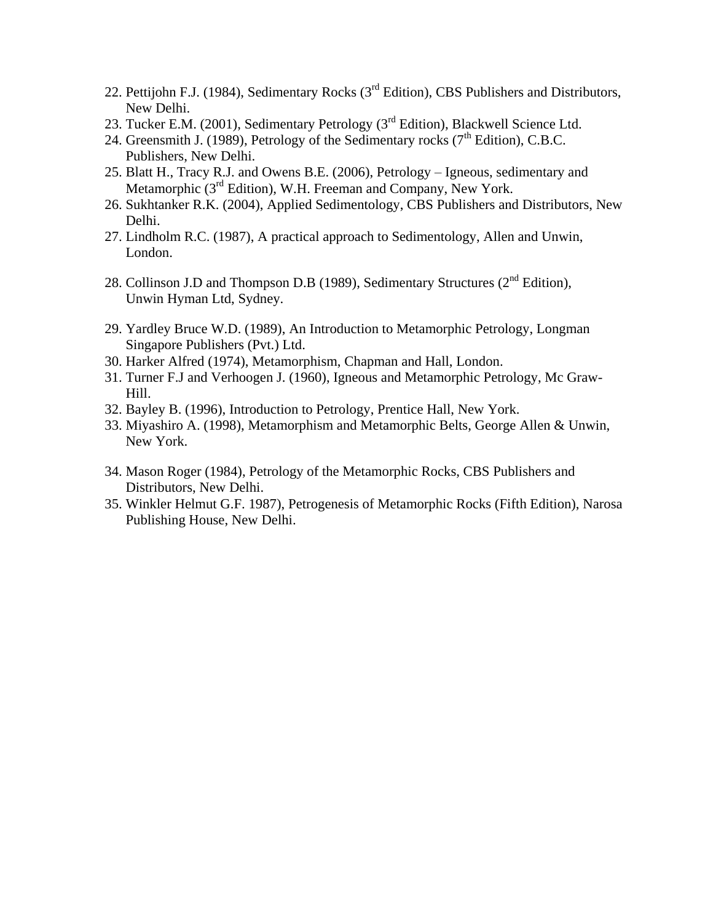22. Pettijohn F.J. (1984), Sedimentary Rocks (3rd Edition), CBS Publishers and Distributors, New Delhi.
23. Tucker E.M. (2001), Sedimentary Petrology (3rd Edition), Blackwell Science Ltd.
24. Greensmith J. (1989), Petrology of the Sedimentary rocks (7th Edition), C.B.C. Publishers, New Delhi.
25. Blatt H., Tracy R.J. and Owens B.E. (2006), Petrology – Igneous, sedimentary and Metamorphic (3rd Edition), W.H. Freeman and Company, New York.
26. Sukhtanker R.K. (2004), Applied Sedimentology, CBS Publishers and Distributors, New Delhi.
27. Lindholm R.C. (1987), A practical approach to Sedimentology, Allen and Unwin, London.
28. Collinson J.D and Thompson D.B (1989), Sedimentary Structures (2nd Edition), Unwin Hyman Ltd, Sydney.
29. Yardley Bruce W.D. (1989), An Introduction to Metamorphic Petrology, Longman Singapore Publishers (Pvt.) Ltd.
30. Harker Alfred (1974), Metamorphism, Chapman and Hall, London.
31. Turner F.J and Verhoogen J. (1960), Igneous and Metamorphic Petrology, Mc Graw-Hill.
32. Bayley B. (1996), Introduction to Petrology, Prentice Hall, New York.
33. Miyashiro A. (1998), Metamorphism and Metamorphic Belts, George Allen & Unwin, New York.
34. Mason Roger (1984), Petrology of the Metamorphic Rocks, CBS Publishers and Distributors, New Delhi.
35. Winkler Helmut G.F. 1987), Petrogenesis of Metamorphic Rocks (Fifth Edition), Narosa Publishing House, New Delhi.